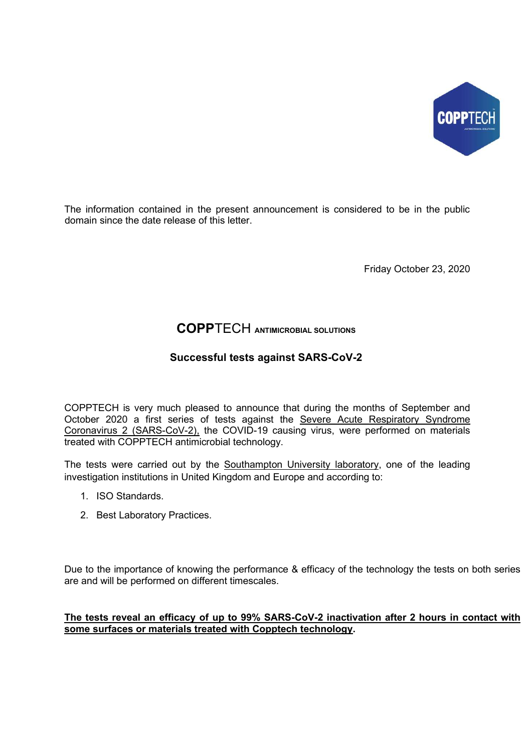The information contained in the present announcement is considered to be in the public domain since the date release of this letter.

Friday October 23, 2020

## **COPP**TECH ANTIMICROBIAL SOLUTIONS

### Successful tests against SARS-CoV-2

COPPTECH is very much pleased to announce that during the months of September and October 2020 a first series of tests against the Severe Acute Respiratory Syndrome Coronavirus 2 (SARS-CoV-2), the COVID-19 causing virus, were performed on materials treated with COPPTECH antimicrobial technology.

The tests were carried out by the Southampton University laboratory, one of the leading investigation institutions in United Kingdom and Europe and according to:

1. ISO Standards.
2. Best Laboratory Practices.

Due to the importance of knowing the performance & efficacy of the technology the tests on both series are and will be performed on different timescales.

**The tests reveal an efficacy of up to 99% SARS-CoV-2 inactivation after 2 hours in contact with some surfaces or materials treated with Copptech technology.**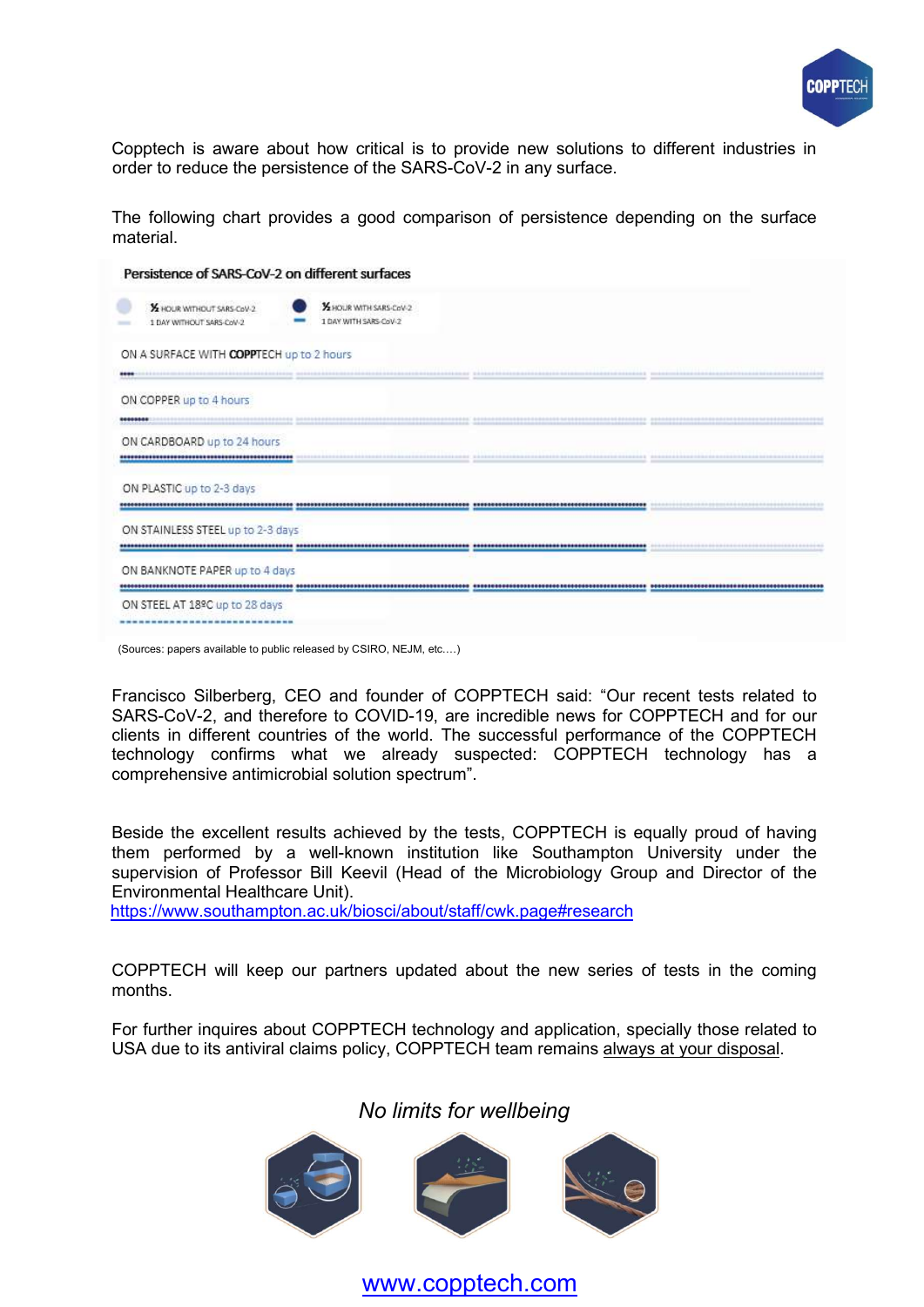Copptech is aware about how critical is to provide new solutions to different industries in order to reduce the persistence of the SARS-CoV-2 in any surface.

The following chart provides a good comparison of persistence depending on the surface material.

Persistence of SARS-CoV-2 on different surfaces

½ HOUR WITHOUT SARS-CoV-2
1 DAY WITHOUT SARS-CoV-2
½ HOUR WITH SARS-CoV-2
1 DAY WITH SARS-CoV-2

ON A SURFACE WITH COPPTECH up to 2 hours

ON COPPER up to 4 hours

ON CARDBOARD up to 24 hours

ON PLASTIC up to 2-3 days

ON STAINLESS STEEL up to 2-3 days

ON BANKNOTE PAPER up to 4 days

ON STEEL AT 18ºC up to 28 days

(Sources: papers available to public released by CSIRO, NEJM, etc.…)

Francisco Silberberg, CEO and founder of COPPTECH said: "Our recent tests related to SARS-CoV-2, and therefore to COVID-19, are incredible news for COPPTECH and for our clients in different countries of the world. The successful performance of the COPPTECH technology confirms what we already suspected: COPPTECH technology has a comprehensive antimicrobial solution spectrum".

Beside the excellent results achieved by the tests, COPPTECH is equally proud of having them performed by a well-known institution like Southampton University under the supervision of Professor Bill Keevil (Head of the Microbiology Group and Director of the Environmental Healthcare Unit).
https://www.southampton.ac.uk/biosci/about/staff/cwk.page#research

COPPTECH will keep our partners updated about the new series of tests in the coming months.

For further inquires about COPPTECH technology and application, specially those related to USA due to its antiviral claims policy, COPPTECH team remains always at your disposal.

*No limits for wellbeing*

www.copptech.com